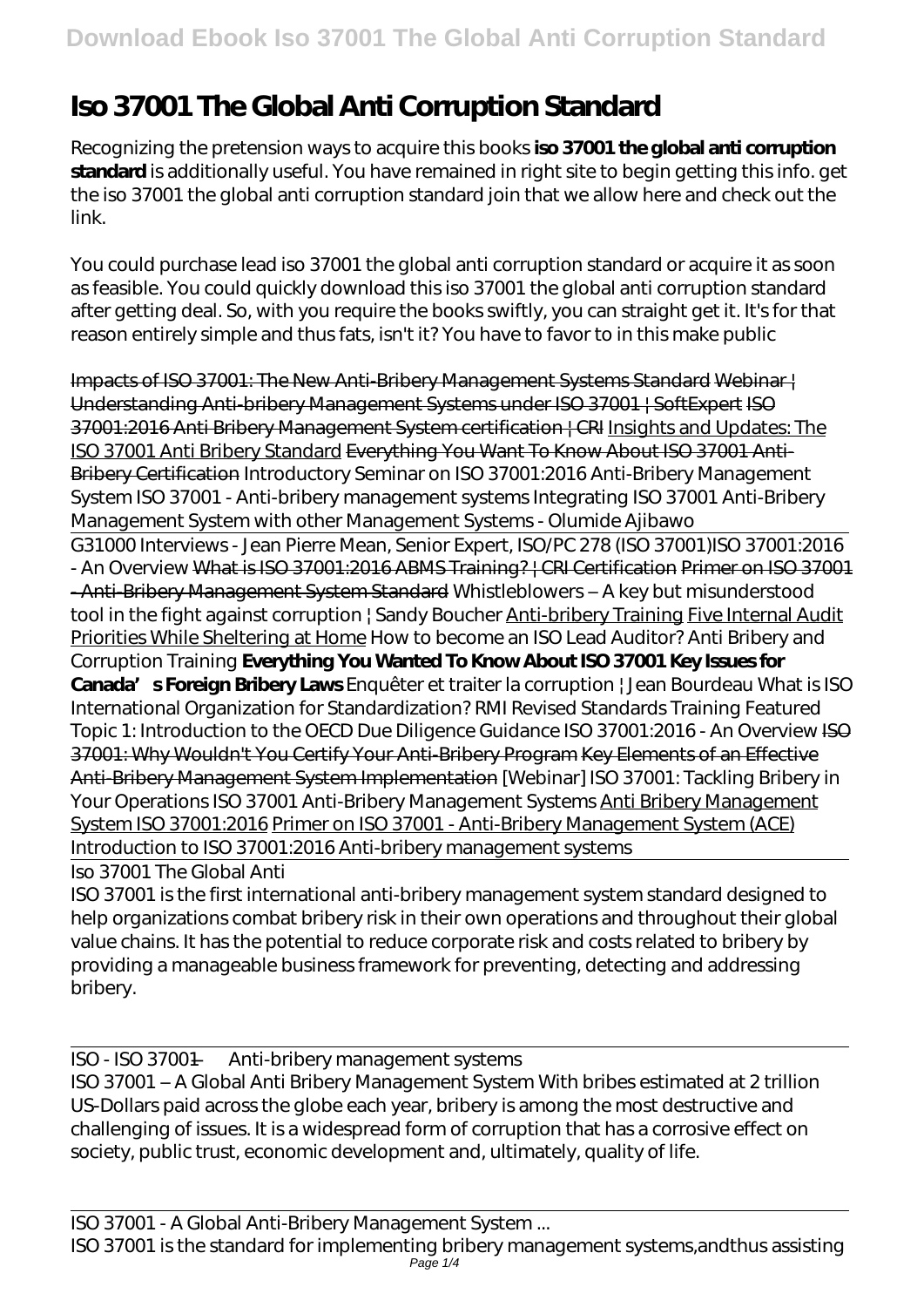# Iso 37001 The Global Anti Corruption Standard

Recognizing the pretension ways to acquire this books **iso 37001 the global anti corruption standard** is additionally useful. You have remained in right site to begin getting this info. get the iso 37001 the global anti corruption standard join that we allow here and check out the link.

You could purchase lead iso 37001 the global anti corruption standard or acquire it as soon as feasible. You could quickly download this iso 37001 the global anti corruption standard after getting deal. So, with you require the books swiftly, you can straight get it. It's for that reason entirely simple and thus fats, isn't it? You have to favor to in this make public

~~Impacts of ISO 37001: The New Anti-Bribery Management Systems Standard~~ ~~Webinar | Understanding Anti-bribery Management Systems under ISO 37001 | SoftExpert~~ ~~ISO 37001:2016 Anti Bribery Management System certification | CRI~~ Insights and Updates: The ISO 37001 Anti Bribery Standard ~~Everything You Want To Know About ISO 37001 Anti-Bribery Certification~~ *Introductory Seminar on ISO 37001:2016 Anti-Bribery Management System ISO 37001 - Anti-bribery management systems Integrating ISO 37001 Anti-Bribery Management System with other Management Systems - Olumide Ajibawo*

G31000 Interviews - Jean Pierre Mean, Senior Expert, ISO/PC 278 (ISO 37001)*ISO 37001:2016 - An Overview* ~~What is ISO 37001:2016 ABMS Training? | CRI Certification~~ ~~Primer on ISO 37001 - Anti-Bribery Management System Standard~~ *Whistleblowers – A key but misunderstood tool in the fight against corruption | Sandy Boucher* Anti-bribery Training Five Internal Audit Priorities While Sheltering at Home *How to become an ISO Lead Auditor? Anti Bribery and Corruption Training* **Everything You Wanted To Know About ISO 37001 Key Issues for Canada's Foreign Bribery Laws** *Enquêter et traiter la corruption | Jean Bourdeau What is ISO International Organization for Standardization? RMI Revised Standards Training Featured Topic 1: Introduction to the OECD Due Diligence Guidance ISO 37001:2016 - An Overview* ~~ISO 37001: Why Wouldn't You Certify Your Anti-Bribery Program~~ ~~Key Elements of an Effective Anti-Bribery Management System Implementation~~ *[Webinar] ISO 37001: Tackling Bribery in Your Operations ISO 37001 Anti-Bribery Management Systems* Anti Bribery Management System ISO 37001:2016 Primer on ISO 37001 - Anti-Bribery Management System (ACE) *Introduction to ISO 37001:2016 Anti-bribery management systems*

Iso 37001 The Global Anti

ISO 37001 is the first international anti-bribery management system standard designed to help organizations combat bribery risk in their own operations and throughout their global value chains. It has the potential to reduce corporate risk and costs related to bribery by providing a manageable business framework for preventing, detecting and addressing bribery.

ISO - ISO 37001 — Anti-bribery management systems

ISO 37001 – A Global Anti Bribery Management System With bribes estimated at 2 trillion US-Dollars paid across the globe each year, bribery is among the most destructive and challenging of issues. It is a widespread form of corruption that has a corrosive effect on society, public trust, economic development and, ultimately, quality of life.

ISO 37001 - A Global Anti-Bribery Management System ...

ISO 37001 is the standard for implementing bribery management systems,andthus assisting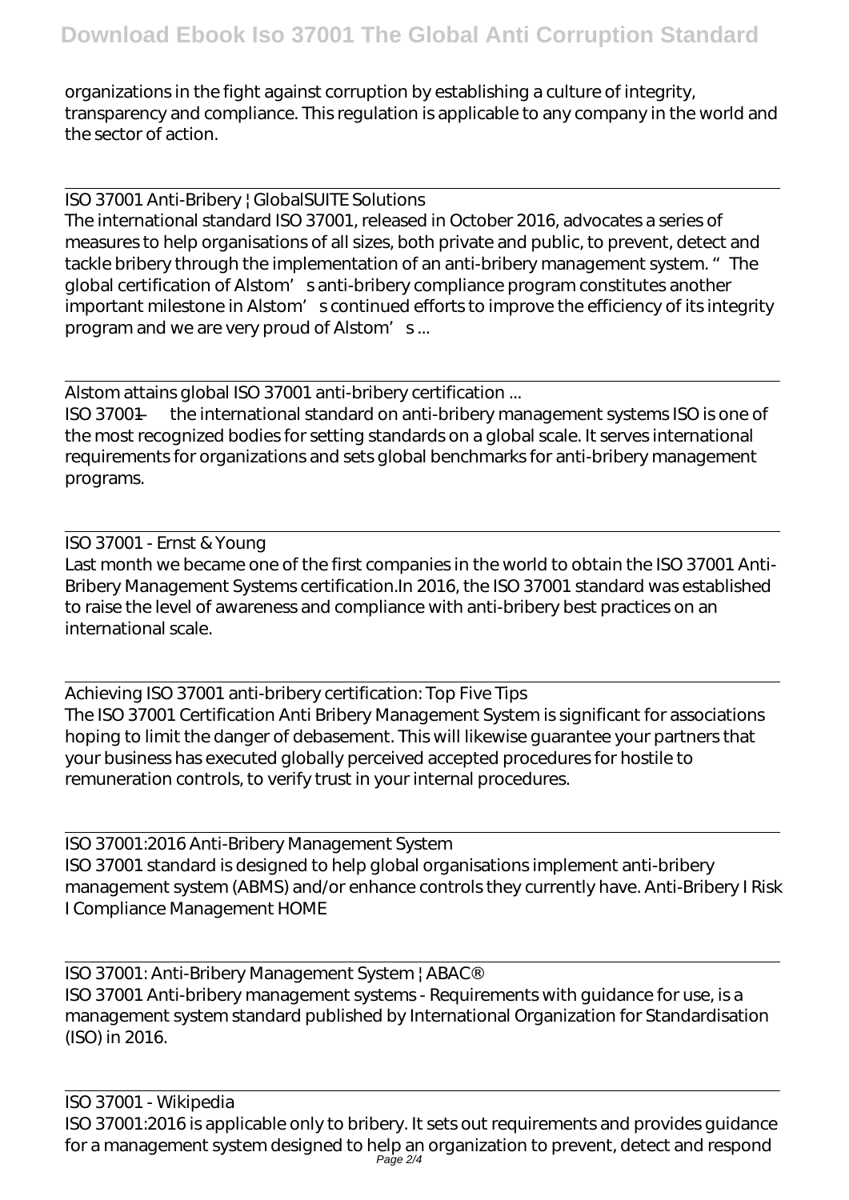organizations in the fight against corruption by establishing a culture of integrity, transparency and compliance. This regulation is applicable to any company in the world and the sector of action.

ISO 37001 Anti-Bribery | GlobalSUITE Solutions

The international standard ISO 37001, released in October 2016, advocates a series of measures to help organisations of all sizes, both private and public, to prevent, detect and tackle bribery through the implementation of an anti-bribery management system. "The global certification of Alstom's anti-bribery compliance program constitutes another important milestone in Alstom's continued efforts to improve the efficiency of its integrity program and we are very proud of Alstom's ...

Alstom attains global ISO 37001 anti-bribery certification ...

ISO 37001 — the international standard on anti-bribery management systems ISO is one of the most recognized bodies for setting standards on a global scale. It serves international requirements for organizations and sets global benchmarks for anti-bribery management programs.

ISO 37001 - Ernst & Young

Last month we became one of the first companies in the world to obtain the ISO 37001 Anti-Bribery Management Systems certification.In 2016, the ISO 37001 standard was established to raise the level of awareness and compliance with anti-bribery best practices on an international scale.

Achieving ISO 37001 anti-bribery certification: Top Five Tips

The ISO 37001 Certification Anti Bribery Management System is significant for associations hoping to limit the danger of debasement. This will likewise guarantee your partners that your business has executed globally perceived accepted procedures for hostile to remuneration controls, to verify trust in your internal procedures.

ISO 37001:2016 Anti-Bribery Management System

ISO 37001 standard is designed to help global organisations implement anti-bribery management system (ABMS) and/or enhance controls they currently have. Anti-Bribery I Risk I Compliance Management HOME

ISO 37001: Anti-Bribery Management System | ABAC®

ISO 37001 Anti-bribery management systems - Requirements with guidance for use, is a management system standard published by International Organization for Standardisation (ISO) in 2016.

ISO 37001 - Wikipedia

ISO 37001:2016 is applicable only to bribery. It sets out requirements and provides guidance for a management system designed to help an organization to prevent, detect and respond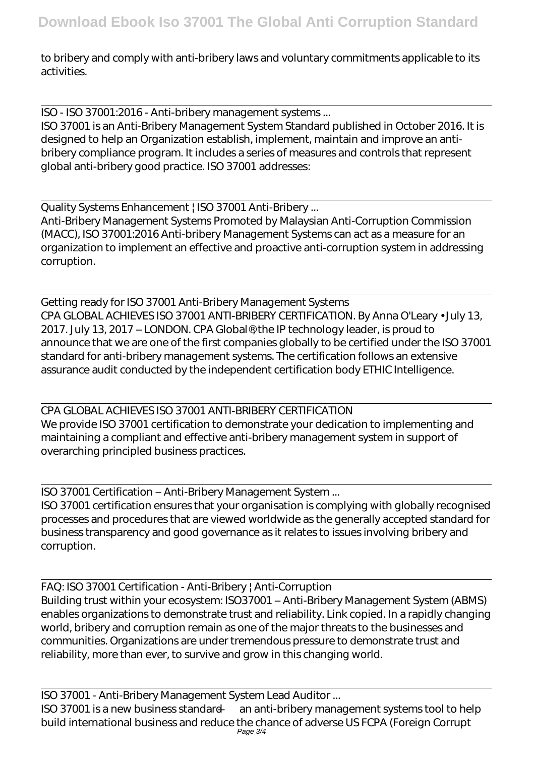to bribery and comply with anti-bribery laws and voluntary commitments applicable to its activities.

ISO - ISO 37001:2016 - Anti-bribery management systems ...

ISO 37001 is an Anti-Bribery Management System Standard published in October 2016. It is designed to help an Organization establish, implement, maintain and improve an anti-bribery compliance program. It includes a series of measures and controls that represent global anti-bribery good practice. ISO 37001 addresses:

Quality Systems Enhancement | ISO 37001 Anti-Bribery ...

Anti-Bribery Management Systems Promoted by Malaysian Anti-Corruption Commission (MACC), ISO 37001:2016 Anti-bribery Management Systems can act as a measure for an organization to implement an effective and proactive anti-corruption system in addressing corruption.

Getting ready for ISO 37001 Anti-Bribery Management Systems

CPA GLOBAL ACHIEVES ISO 37001 ANTI-BRIBERY CERTIFICATION. By Anna O'Leary • July 13, 2017. July 13, 2017 – LONDON. CPA Global®, the IP technology leader, is proud to announce that we are one of the first companies globally to be certified under the ISO 37001 standard for anti-bribery management systems. The certification follows an extensive assurance audit conducted by the independent certification body ETHIC Intelligence.

CPA GLOBAL ACHIEVES ISO 37001 ANTI-BRIBERY CERTIFICATION

We provide ISO 37001 certification to demonstrate your dedication to implementing and maintaining a compliant and effective anti-bribery management system in support of overarching principled business practices.

ISO 37001 Certification – Anti-Bribery Management System ...

ISO 37001 certification ensures that your organisation is complying with globally recognised processes and procedures that are viewed worldwide as the generally accepted standard for business transparency and good governance as it relates to issues involving bribery and corruption.

FAQ: ISO 37001 Certification - Anti-Bribery | Anti-Corruption

Building trust within your ecosystem: ISO37001 – Anti-Bribery Management System (ABMS) enables organizations to demonstrate trust and reliability. Link copied. In a rapidly changing world, bribery and corruption remain as one of the major threats to the businesses and communities. Organizations are under tremendous pressure to demonstrate trust and reliability, more than ever, to survive and grow in this changing world.

ISO 37001 - Anti-Bribery Management System Lead Auditor ...

ISO 37001 is a new business standard — an anti-bribery management systems tool to help build international business and reduce the chance of adverse US FCPA (Foreign Corrupt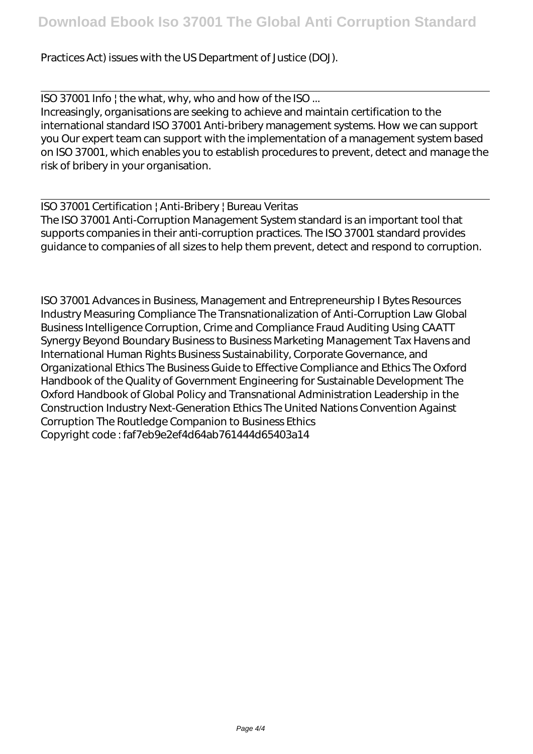Practices Act) issues with the US Department of Justice (DOJ).

ISO 37001 Info | the what, why, who and how of the ISO ...

Increasingly, organisations are seeking to achieve and maintain certification to the international standard ISO 37001 Anti-bribery management systems. How we can support you Our expert team can support with the implementation of a management system based on ISO 37001, which enables you to establish procedures to prevent, detect and manage the risk of bribery in your organisation.

ISO 37001 Certification | Anti-Bribery | Bureau Veritas

The ISO 37001 Anti-Corruption Management System standard is an important tool that supports companies in their anti-corruption practices. The ISO 37001 standard provides guidance to companies of all sizes to help them prevent, detect and respond to corruption.

ISO 37001 Advances in Business, Management and Entrepreneurship I Bytes Resources Industry Measuring Compliance The Transnationalization of Anti-Corruption Law Global Business Intelligence Corruption, Crime and Compliance Fraud Auditing Using CAATT Synergy Beyond Boundary Business to Business Marketing Management Tax Havens and International Human Rights Business Sustainability, Corporate Governance, and Organizational Ethics The Business Guide to Effective Compliance and Ethics The Oxford Handbook of the Quality of Government Engineering for Sustainable Development The Oxford Handbook of Global Policy and Transnational Administration Leadership in the Construction Industry Next-Generation Ethics The United Nations Convention Against Corruption The Routledge Companion to Business Ethics

Copyright code : faf7eb9e2ef4d64ab761444d65403a14